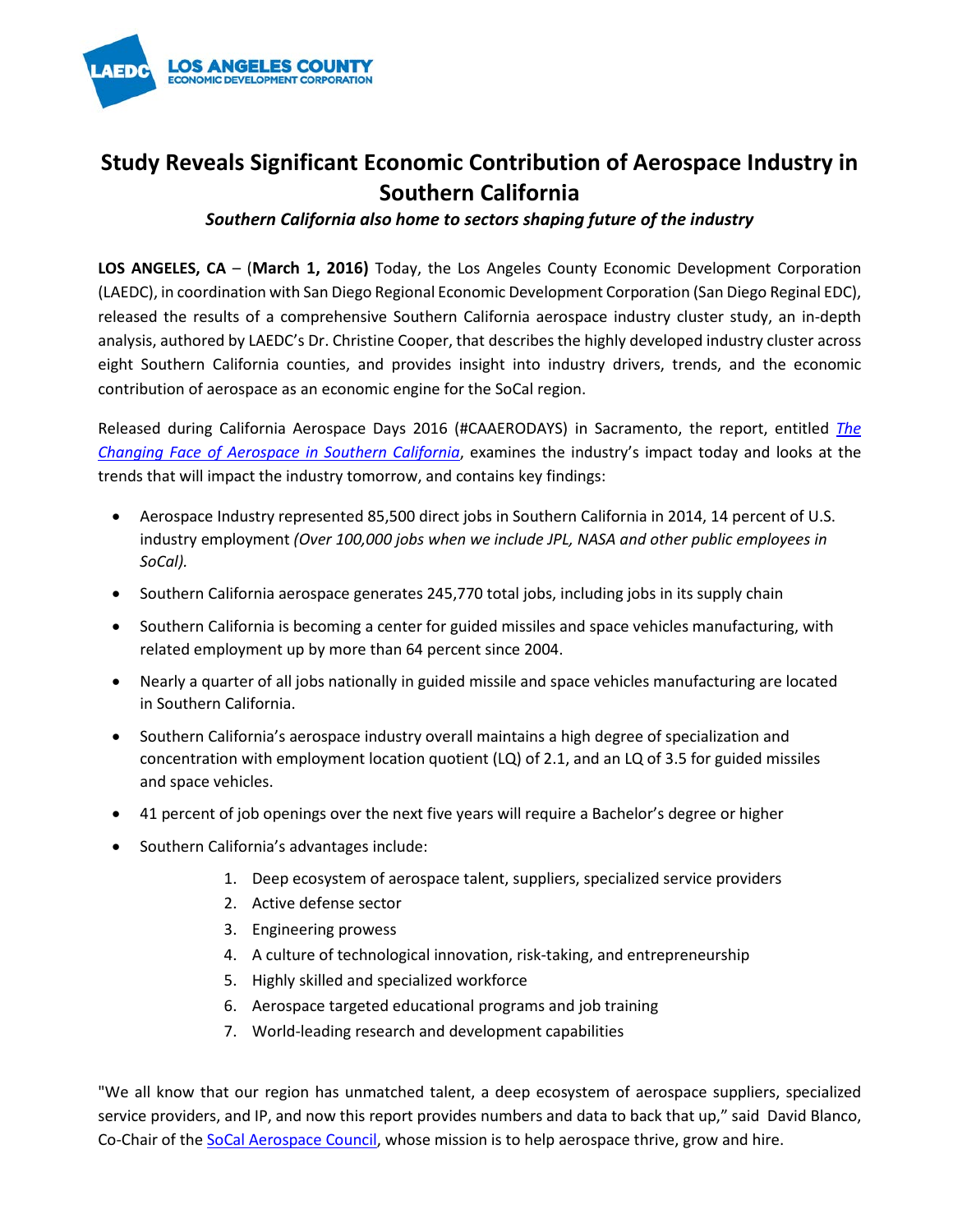LOS ANGELES COUNTY
ECONOMIC DEVELOPMENT CORPORATION

# Study Reveals Significant Economic Contribution of Aerospace Industry in Southern California

***Southern California also home to sectors shaping future of the industry***

**LOS ANGELES, CA** – (**March 1, 2016)** Today, the Los Angeles County Economic Development Corporation (LAEDC), in coordination with San Diego Regional Economic Development Corporation (San Diego Reginal EDC), released the results of a comprehensive Southern California aerospace industry cluster study, an in-depth analysis, authored by LAEDC's Dr. Christine Cooper, that describes the highly developed industry cluster across eight Southern California counties, and provides insight into industry drivers, trends, and the economic contribution of aerospace as an economic engine for the SoCal region.

Released during California Aerospace Days 2016 (#CAAERODAYS) in Sacramento, the report, entitled *The Changing Face of Aerospace in Southern California*, examines the industry's impact today and looks at the trends that will impact the industry tomorrow, and contains key findings:

- Aerospace Industry represented 85,500 direct jobs in Southern California in 2014, 14 percent of U.S. industry employment *(Over 100,000 jobs when we include JPL, NASA and other public employees in SoCal).*
- Southern California aerospace generates 245,770 total jobs, including jobs in its supply chain
- Southern California is becoming a center for guided missiles and space vehicles manufacturing, with related employment up by more than 64 percent since 2004.
- Nearly a quarter of all jobs nationally in guided missile and space vehicles manufacturing are located in Southern California.
- Southern California's aerospace industry overall maintains a high degree of specialization and concentration with employment location quotient (LQ) of 2.1, and an LQ of 3.5 for guided missiles and space vehicles.
- 41 percent of job openings over the next five years will require a Bachelor's degree or higher
- Southern California's advantages include:
    1. Deep ecosystem of aerospace talent, suppliers, specialized service providers
    2. Active defense sector
    3. Engineering prowess
    4. A culture of technological innovation, risk-taking, and entrepreneurship
    5. Highly skilled and specialized workforce
    6. Aerospace targeted educational programs and job training
    7. World-leading research and development capabilities

"We all know that our region has unmatched talent, a deep ecosystem of aerospace suppliers, specialized service providers, and IP, and now this report provides numbers and data to back that up," said David Blanco, Co-Chair of the SoCal Aerospace Council, whose mission is to help aerospace thrive, grow and hire.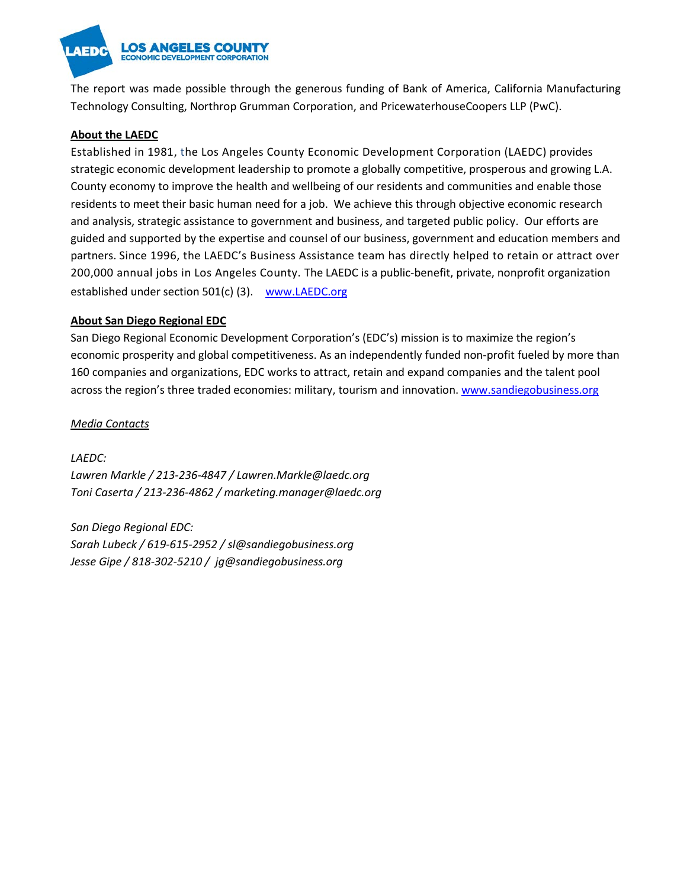The report was made possible through the generous funding of Bank of America, California Manufacturing Technology Consulting, Northrop Grumman Corporation, and PricewaterhouseCoopers LLP (PwC).

**About the LAEDC**

Established in 1981, the Los Angeles County Economic Development Corporation (LAEDC) provides strategic economic development leadership to promote a globally competitive, prosperous and growing L.A. County economy to improve the health and wellbeing of our residents and communities and enable those residents to meet their basic human need for a job. We achieve this through objective economic research and analysis, strategic assistance to government and business, and targeted public policy. Our efforts are guided and supported by the expertise and counsel of our business, government and education members and partners. Since 1996, the LAEDC's Business Assistance team has directly helped to retain or attract over 200,000 annual jobs in Los Angeles County. The LAEDC is a public-benefit, private, nonprofit organization established under section 501(c) (3). www.LAEDC.org

**About San Diego Regional EDC**

San Diego Regional Economic Development Corporation's (EDC's) mission is to maximize the region's economic prosperity and global competitiveness. As an independently funded non-profit fueled by more than 160 companies and organizations, EDC works to attract, retain and expand companies and the talent pool across the region's three traded economies: military, tourism and innovation. www.sandiegobusiness.org

*Media Contacts*

*LAEDC:*
*Lawren Markle / 213-236-4847 / Lawren.Markle@laedc.org*
*Toni Caserta / 213-236-4862 / marketing.manager@laedc.org*

*San Diego Regional EDC:*
*Sarah Lubeck / 619-615-2952 / sl@sandiegobusiness.org*
*Jesse Gipe / 818-302-5210 / jg@sandiegobusiness.org*